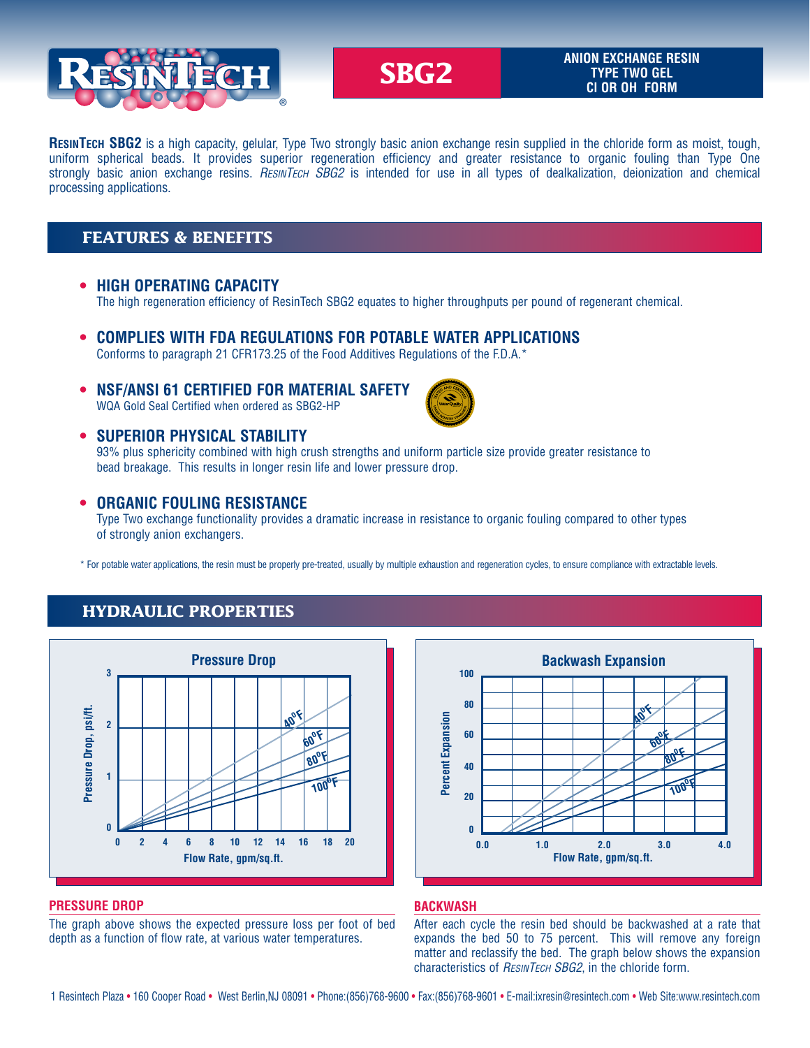# ResinTech

## SBG2

**ANION EXCHANGE RESIN**
**TYPE TWO GEL**
**Cl OR OH FORM**

**ResinTech SBG2** is a high capacity, gelular, Type Two strongly basic anion exchange resin supplied in the chloride form as moist, tough, uniform spherical beads. It provides superior regeneration efficiency and greater resistance to organic fouling than Type One strongly basic anion exchange resins. *ResinTech SBG2* is intended for use in all types of dealkalization, deionization and chemical processing applications.

## FEATURES & BENEFITS

- **HIGH OPERATING CAPACITY**
  The high regeneration efficiency of ResinTech SBG2 equates to higher throughputs per pound of regenerant chemical.

- **COMPLIES WITH FDA REGULATIONS FOR POTABLE WATER APPLICATIONS**
  Conforms to paragraph 21 CFR173.25 of the Food Additives Regulations of the F.D.A.*

- **NSF/ANSI 61 CERTIFIED FOR MATERIAL SAFETY**
  WQA Gold Seal Certified when ordered as SBG2-HP

- **SUPERIOR PHYSICAL STABILITY**
  93% plus sphericity combined with high crush strengths and uniform particle size provide greater resistance to bead breakage. This results in longer resin life and lower pressure drop.

- **ORGANIC FOULING RESISTANCE**
  Type Two exchange functionality provides a dramatic increase in resistance to organic fouling compared to other types of strongly anion exchangers.

\* For potable water applications, the resin must be properly pre-treated, usually by multiple exhaustion and regeneration cycles, to ensure compliance with extractable levels.

## HYDRAULIC PROPERTIES

**Pressure Drop** (graph: Pressure Drop, psi/ft. vs. Flow Rate, gpm/sq.ft.; curves for 40°F, 60°F, 80°F, 100°F)

**Backwash Expansion** (graph: Percent Expansion vs. Flow Rate, gpm/sq.ft.; curves for 40°F, 60°F, 80°F, 100°F)

### PRESSURE DROP

The graph above shows the expected pressure loss per foot of bed depth as a function of flow rate, at various water temperatures.

### BACKWASH

After each cycle the resin bed should be backwashed at a rate that expands the bed 50 to 75 percent. This will remove any foreign matter and reclassify the bed. The graph below shows the expansion characteristics of *ResinTech SBG2*, in the chloride form.

1 Resintech Plaza • 160 Cooper Road • West Berlin,NJ 08091 • Phone:(856)768-9600 • Fax:(856)768-9601 • E-mail:ixresin@resintech.com • Web Site:www.resintech.com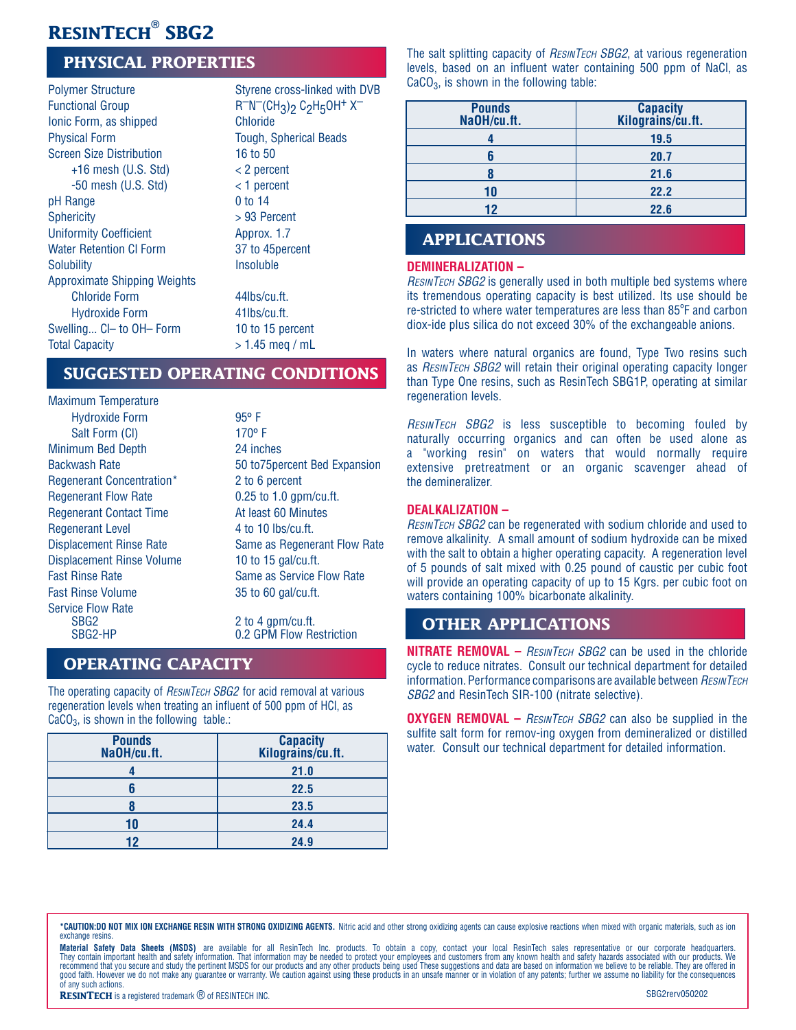# RESINTECH® SBG2

## PHYSICAL PROPERTIES

| | |
|---|---|
| Polymer Structure | Styrene cross-linked with DVB |
| Functional Group | $R^{-}N^{-}(CH_3)_2\ C_2H_5OH^{+}\ X^{-}$ |
| Ionic Form, as shipped | Chloride |
| Physical Form | Tough, Spherical Beads |
| Screen Size Distribution | 16 to 50 |
| +16 mesh (U.S. Std) | < 2 percent |
| -50 mesh (U.S. Std) | < 1 percent |
| pH Range | 0 to 14 |
| Sphericity | > 93 Percent |
| Uniformity Coefficient | Approx. 1.7 |
| Water Retention Cl Form | 37 to 45percent |
| Solubility | Insoluble |
| Approximate Shipping Weights | |
| Chloride Form | 44lbs/cu.ft. |
| Hydroxide Form | 41lbs/cu.ft. |
| Swelling... Cl– to OH– Form | 10 to 15 percent |
| Total Capacity | > 1.45 meq / mL |

## SUGGESTED OPERATING CONDITIONS

| | |
|---|---|
| Maximum Temperature | |
| Hydroxide Form | 95º F |
| Salt Form (Cl) | 170º F |
| Minimum Bed Depth | 24 inches |
| Backwash Rate | 50 to75percent Bed Expansion |
| Regenerant Concentration* | 2 to 6 percent |
| Regenerant Flow Rate | 0.25 to 1.0 gpm/cu.ft. |
| Regenerant Contact Time | At least 60 Minutes |
| Regenerant Level | 4 to 10 lbs/cu.ft. |
| Displacement Rinse Rate | Same as Regenerant Flow Rate |
| Displacement Rinse Volume | 10 to 15 gal/cu.ft. |
| Fast Rinse Rate | Same as Service Flow Rate |
| Fast Rinse Volume | 35 to 60 gal/cu.ft. |
| Service Flow Rate | |
| SBG2 | 2 to 4 gpm/cu.ft. |
| SBG2-HP | 0.2 GPM Flow Restriction |

## OPERATING CAPACITY

The operating capacity of *ResinTech SBG2* for acid removal at various regeneration levels when treating an influent of 500 ppm of HCl, as $CaCO_3$, is shown in the following table.:

| Pounds NaOH/cu.ft. | Capacity Kilograins/cu.ft. |
|---|---|
| 4 | 21.0 |
| 6 | 22.5 |
| 8 | 23.5 |
| 10 | 24.4 |
| 12 | 24.9 |

The salt splitting capacity of *ResinTech SBG2*, at various regeneration levels, based on an influent water containing 500 ppm of NaCl, as $CaCO_3$, is shown in the following table:

| Pounds NaOH/cu.ft. | Capacity Kilograins/cu.ft. |
|---|---|
| 4 | 19.5 |
| 6 | 20.7 |
| 8 | 21.6 |
| 10 | 22.2 |
| 12 | 22.6 |

## APPLICATIONS

**DEMINERALIZATION –**
*ResinTech SBG2* is generally used in both multiple bed systems where its tremendous operating capacity is best utilized. Its use should be re-stricted to where water temperatures are less than 85°F and carbon diox-ide plus silica do not exceed 30% of the exchangeable anions.

In waters where natural organics are found, Type Two resins such as *ResinTech SBG2* will retain their original operating capacity longer than Type One resins, such as ResinTech SBG1P, operating at similar regeneration levels.

*ResinTech SBG2* is less susceptible to becoming fouled by naturally occurring organics and can often be used alone as a "working resin" on waters that would normally require extensive pretreatment or an organic scavenger ahead of the demineralizer.

**DEALKALIZATION –**
*ResinTech SBG2* can be regenerated with sodium chloride and used to remove alkalinity. A small amount of sodium hydroxide can be mixed with the salt to obtain a higher operating capacity. A regeneration level of 5 pounds of salt mixed with 0.25 pound of caustic per cubic foot will provide an operating capacity of up to 15 Kgrs. per cubic foot on waters containing 100% bicarbonate alkalinity.

## OTHER APPLICATIONS

**NITRATE REMOVAL –** *ResinTech SBG2* can be used in the chloride cycle to reduce nitrates. Consult our technical department for detailed information. Performance comparisons are available between *ResinTech SBG2* and ResinTech SIR-100 (nitrate selective).

**OXYGEN REMOVAL –** *ResinTech SBG2* can also be supplied in the sulfite salt form for remov-ing oxygen from demineralized or distilled water. Consult our technical department for detailed information.

**\*CAUTION:DO NOT MIX ION EXCHANGE RESIN WITH STRONG OXIDIZING AGENTS.** Nitric acid and other strong oxidizing agents can cause explosive reactions when mixed with organic materials, such as ion exchange resins.

**Material Safety Data Sheets (MSDS)** are available for all ResinTech Inc. products. To obtain a copy, contact your local ResinTech sales representative or our corporate headquarters. They contain important health and safety information. That information may be needed to protect your employees and customers from any known health and safety hazards associated with our products. We recommend that you secure and study the pertinent MSDS for our products and any other products being used These suggestions and data are based on information we believe to be reliable. They are offered in good faith. However we do not make any guarantee or warranty. We caution against using these products in an unsafe manner or in violation of any patents; further we assume no liability for the consequences of any such actions.

**RESINTECH** is a registered trademark ® of RESINTECH INC.

SBG2rerv050202